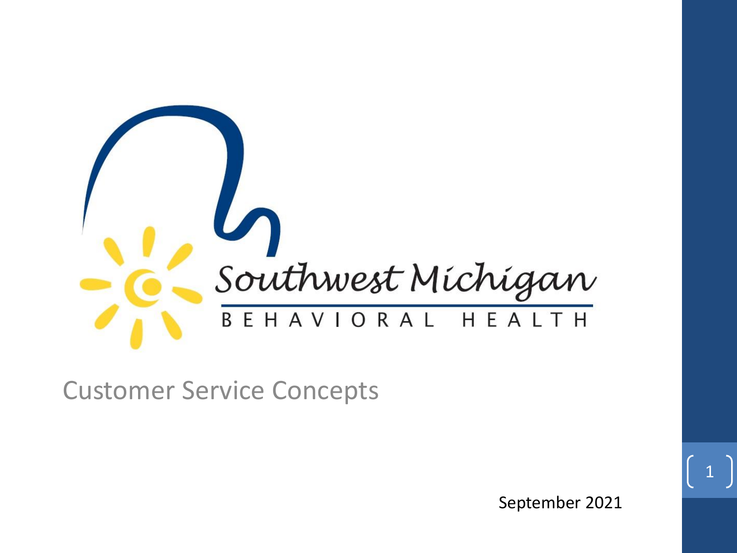Southwest Michigan

BEHAVIORAL HEALTH

# Customer Service Concepts

September 2021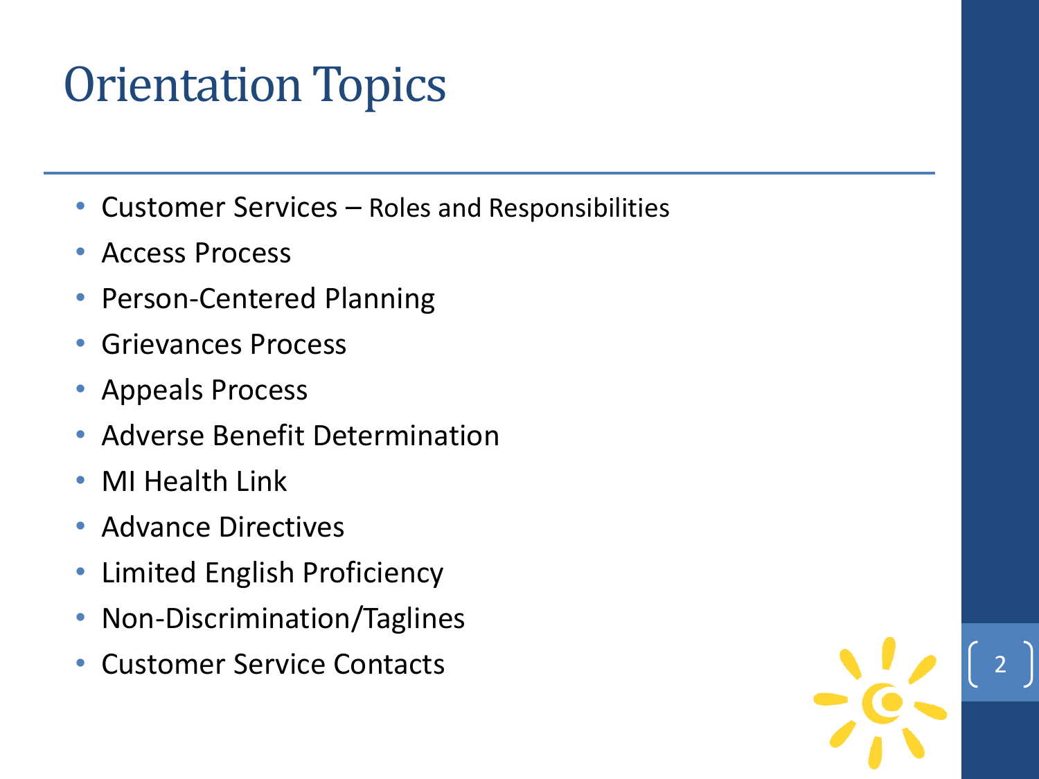# Orientation Topics

- Customer Services – Roles and Responsibilities
- Access Process
- Person-Centered Planning
- Grievances Process
- Appeals Process
- Adverse Benefit Determination
- MI Health Link
- Advance Directives
- Limited English Proficiency
- Non-Discrimination/Taglines
- Customer Service Contacts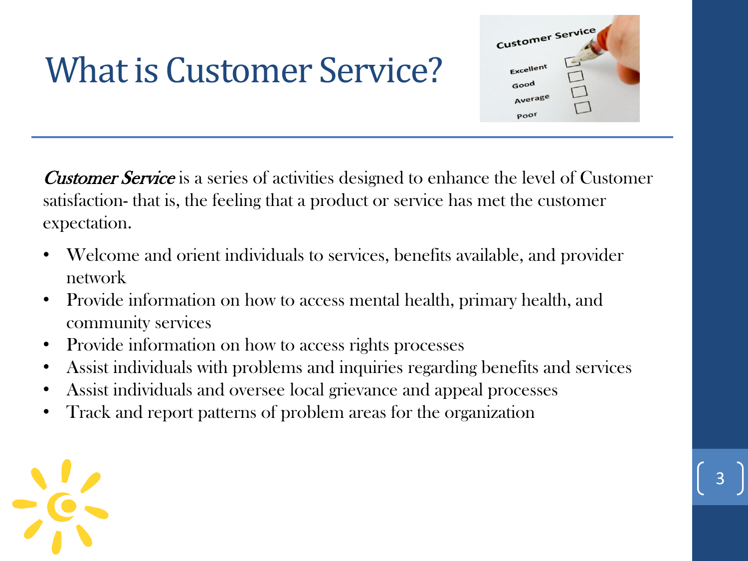# What is Customer Service?

*Customer Service* is a series of activities designed to enhance the level of Customer satisfaction- that is, the feeling that a product or service has met the customer expectation.

- Welcome and orient individuals to services, benefits available, and provider network
- Provide information on how to access mental health, primary health, and community services
- Provide information on how to access rights processes
- Assist individuals with problems and inquiries regarding benefits and services
- Assist individuals and oversee local grievance and appeal processes
- Track and report patterns of problem areas for the organization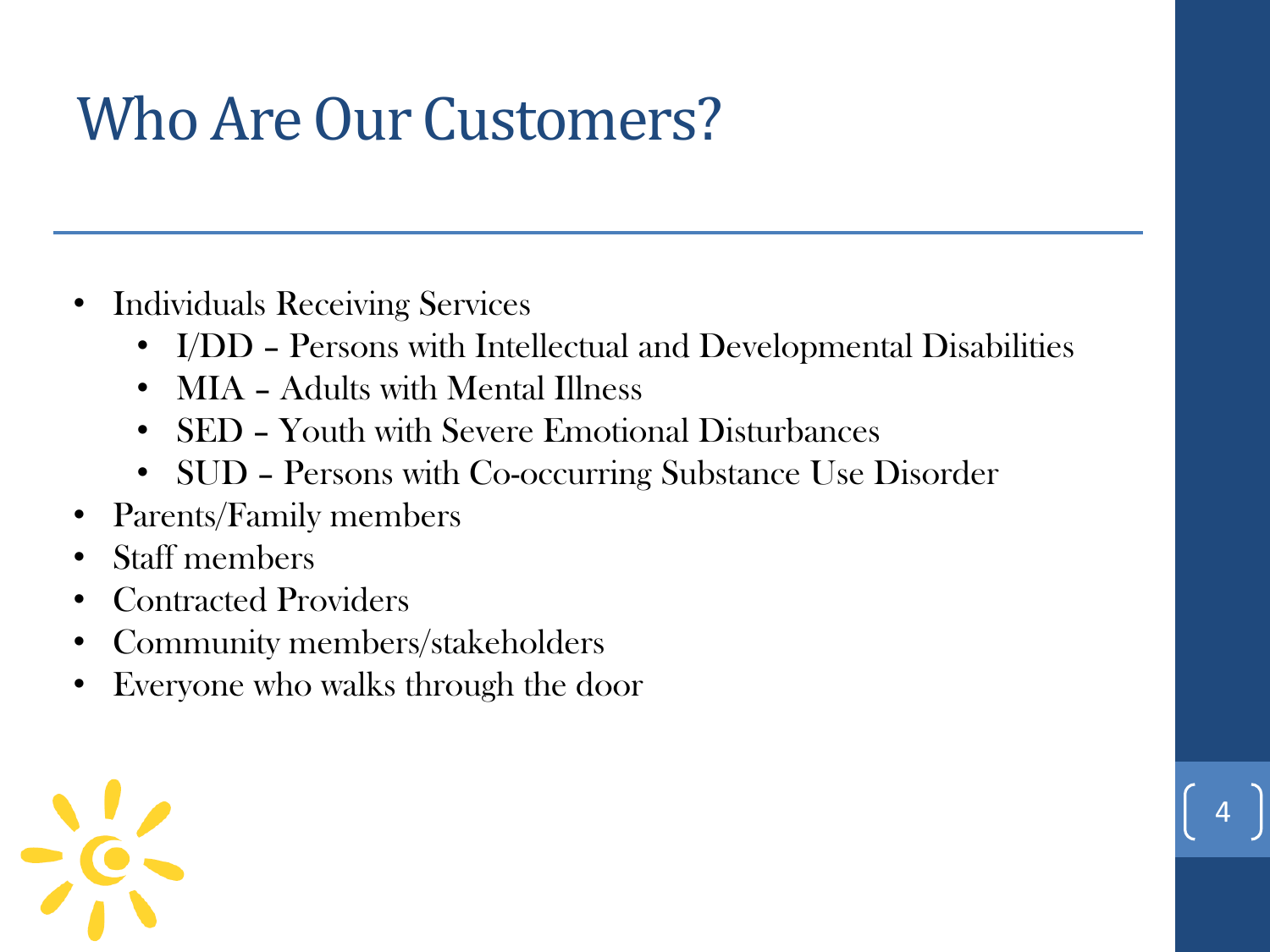# Who Are Our Customers?

- Individuals Receiving Services
  - I/DD – Persons with Intellectual and Developmental Disabilities
  - MIA – Adults with Mental Illness
  - SED – Youth with Severe Emotional Disturbances
  - SUD – Persons with Co-occurring Substance Use Disorder
- Parents/Family members
- Staff members
- Contracted Providers
- Community members/stakeholders
- Everyone who walks through the door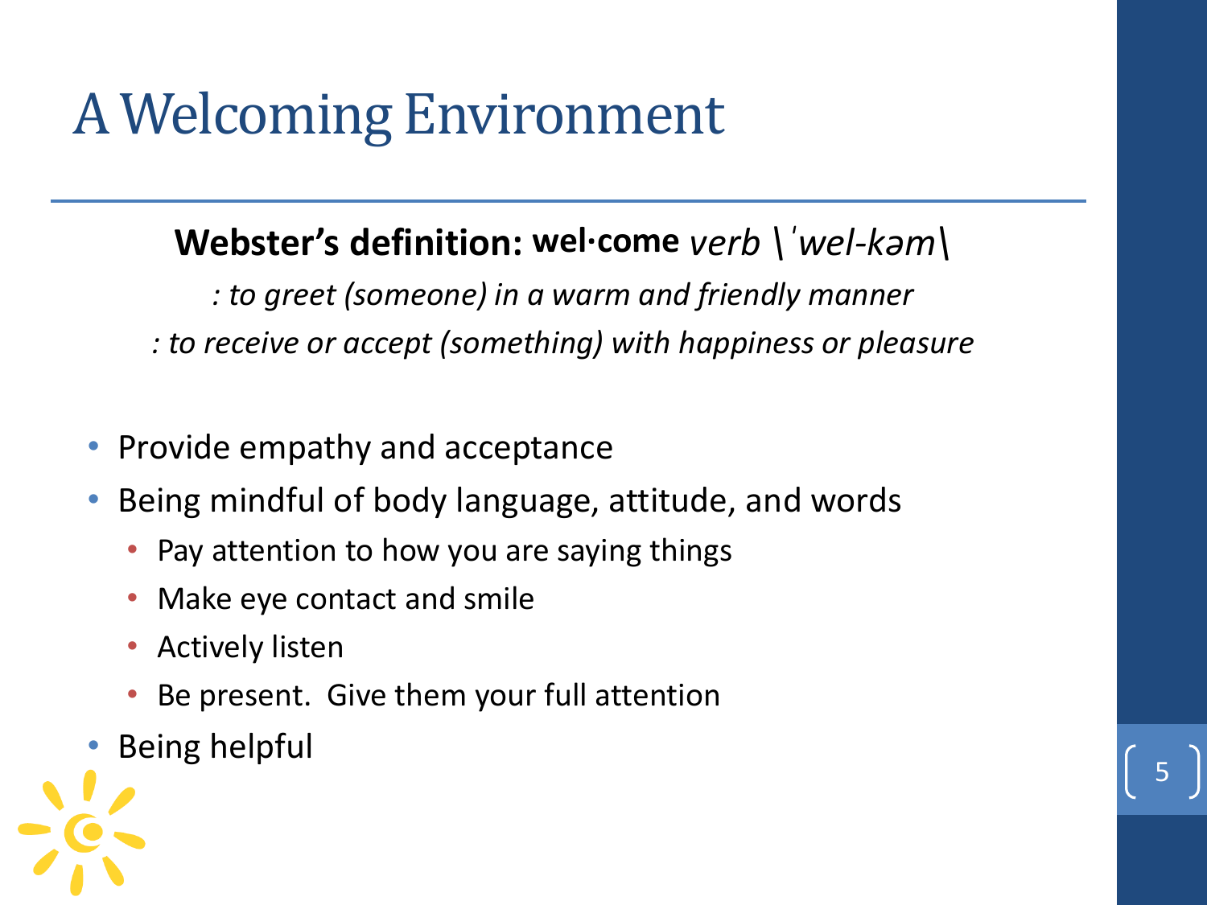# A Welcoming Environment

**Webster's definition: wel·come** *verb \ˈwel-kəm\*

*: to greet (someone) in a warm and friendly manner*

*: to receive or accept (something) with happiness or pleasure*

- Provide empathy and acceptance
- Being mindful of body language, attitude, and words
  - Pay attention to how you are saying things
  - Make eye contact and smile
  - Actively listen
  - Be present. Give them your full attention
- Being helpful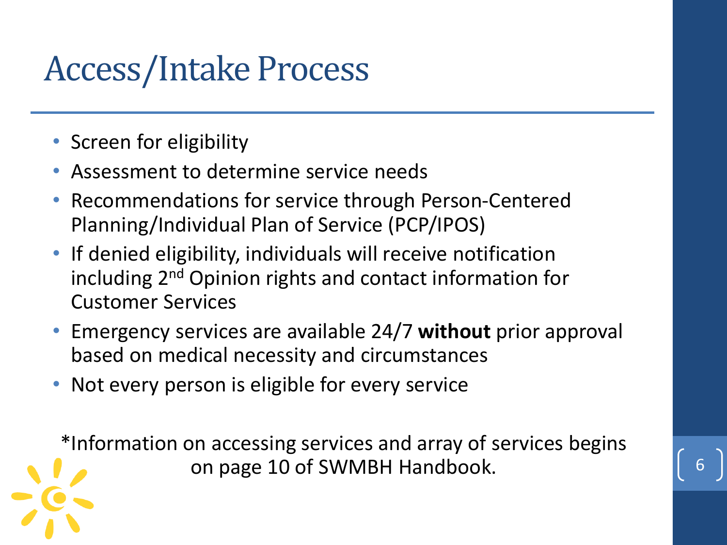# Access/Intake Process

- Screen for eligibility
- Assessment to determine service needs
- Recommendations for service through Person-Centered Planning/Individual Plan of Service (PCP/IPOS)
- If denied eligibility, individuals will receive notification including 2nd Opinion rights and contact information for Customer Services
- Emergency services are available 24/7 **without** prior approval based on medical necessity and circumstances
- Not every person is eligible for every service

*Information on accessing services and array of services begins on page 10 of SWMBH Handbook.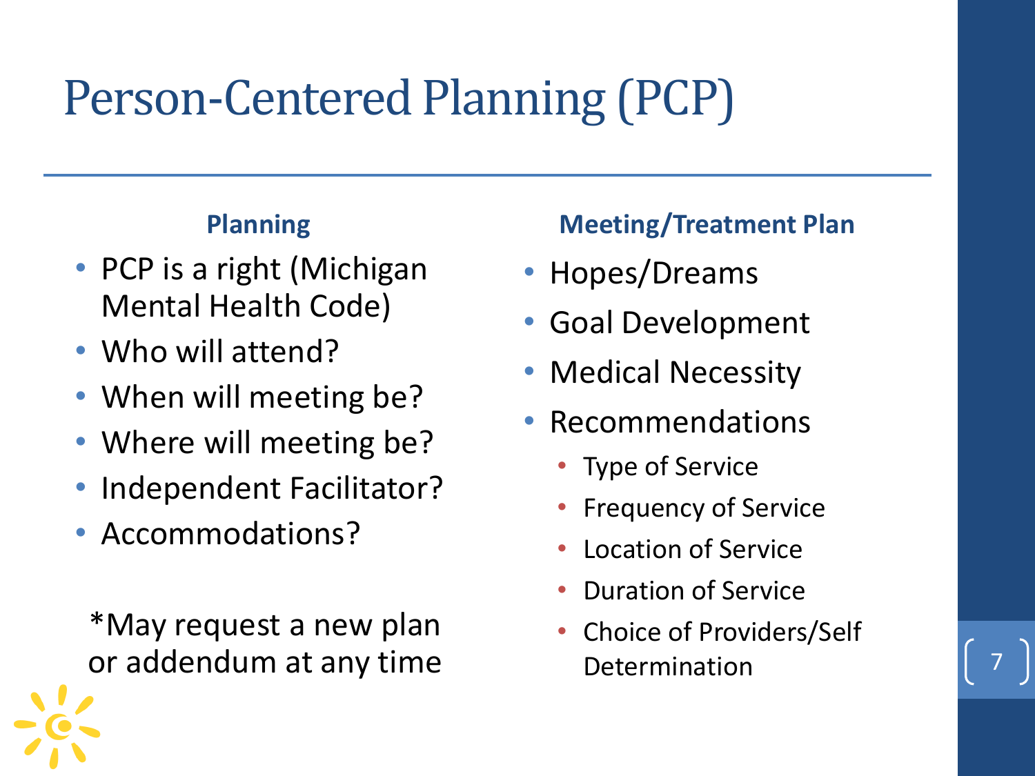# Person-Centered Planning (PCP)

### Planning

- PCP is a right (Michigan Mental Health Code)
- Who will attend?
- When will meeting be?
- Where will meeting be?
- Independent Facilitator?
- Accommodations?

*May request a new plan or addendum at any time

### Meeting/Treatment Plan

- Hopes/Dreams
- Goal Development
- Medical Necessity
- Recommendations
  - Type of Service
  - Frequency of Service
  - Location of Service
  - Duration of Service
  - Choice of Providers/Self Determination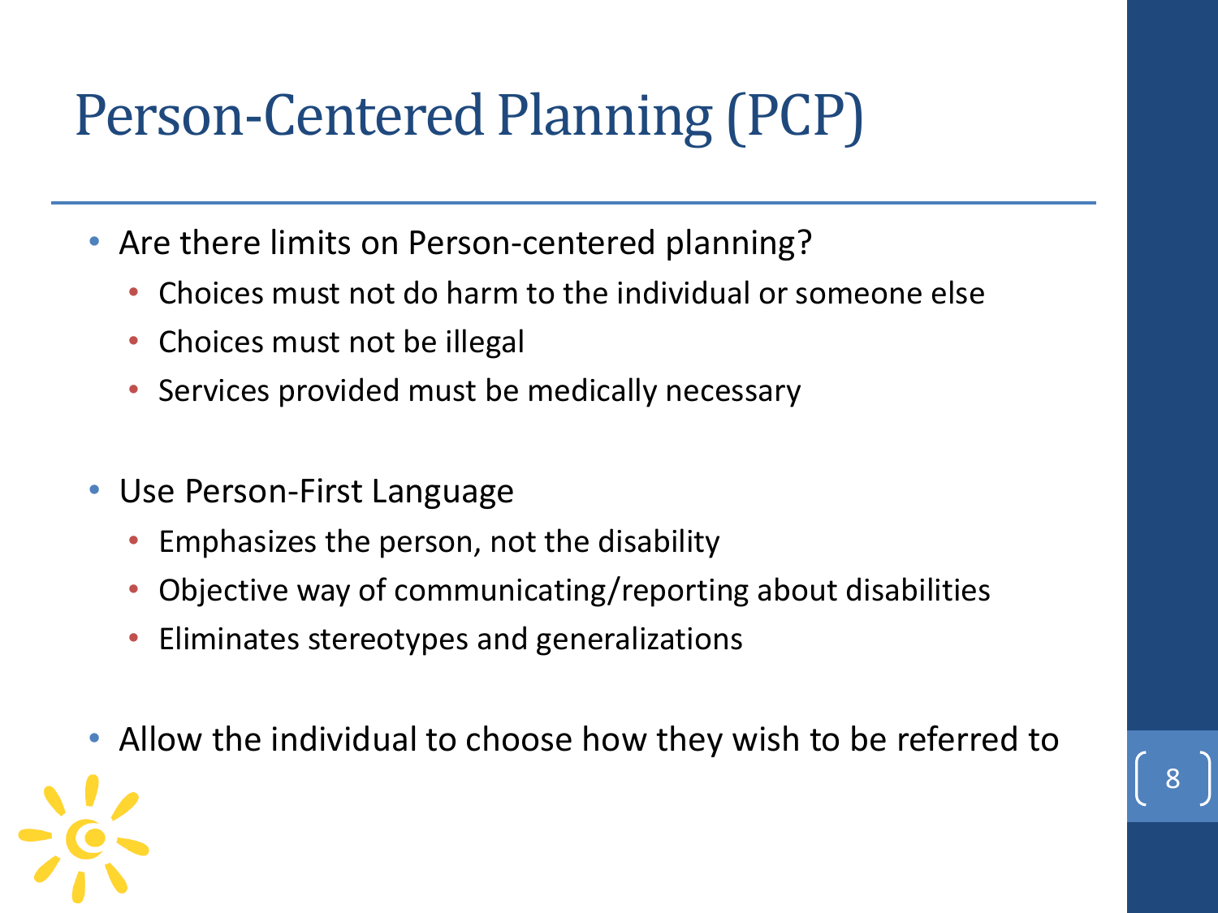# Person-Centered Planning (PCP)

- Are there limits on Person-centered planning?
  - Choices must not do harm to the individual or someone else
  - Choices must not be illegal
  - Services provided must be medically necessary

- Use Person-First Language
  - Emphasizes the person, not the disability
  - Objective way of communicating/reporting about disabilities
  - Eliminates stereotypes and generalizations

- Allow the individual to choose how they wish to be referred to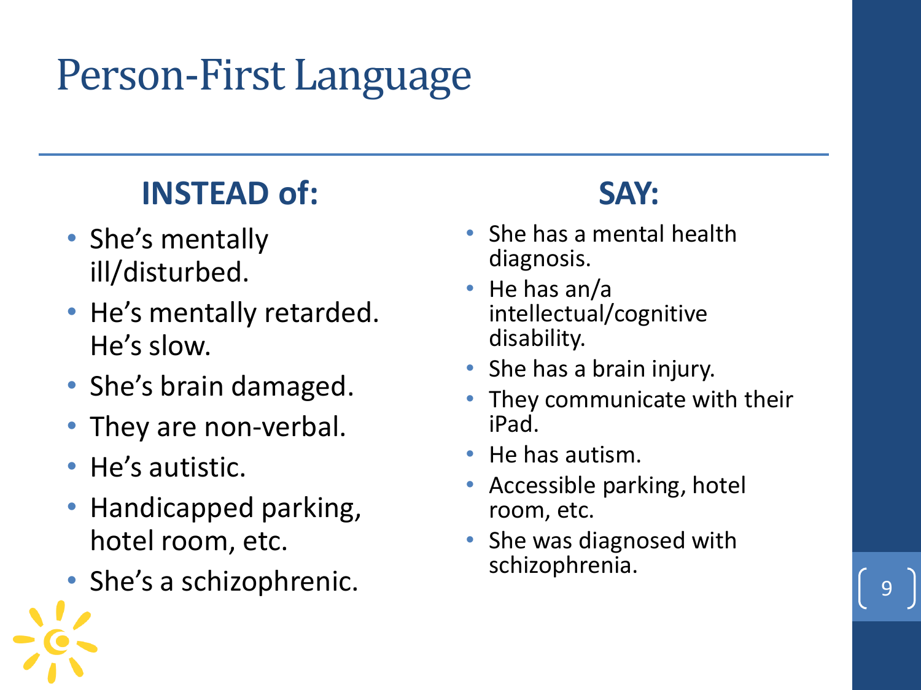# Person-First Language

## INSTEAD of:

- She's mentally ill/disturbed.
- He's mentally retarded. He's slow.
- She's brain damaged.
- They are non-verbal.
- He's autistic.
- Handicapped parking, hotel room, etc.
- She's a schizophrenic.

## SAY:

- She has a mental health diagnosis.
- He has an/a intellectual/cognitive disability.
- She has a brain injury.
- They communicate with their iPad.
- He has autism.
- Accessible parking, hotel room, etc.
- She was diagnosed with schizophrenia.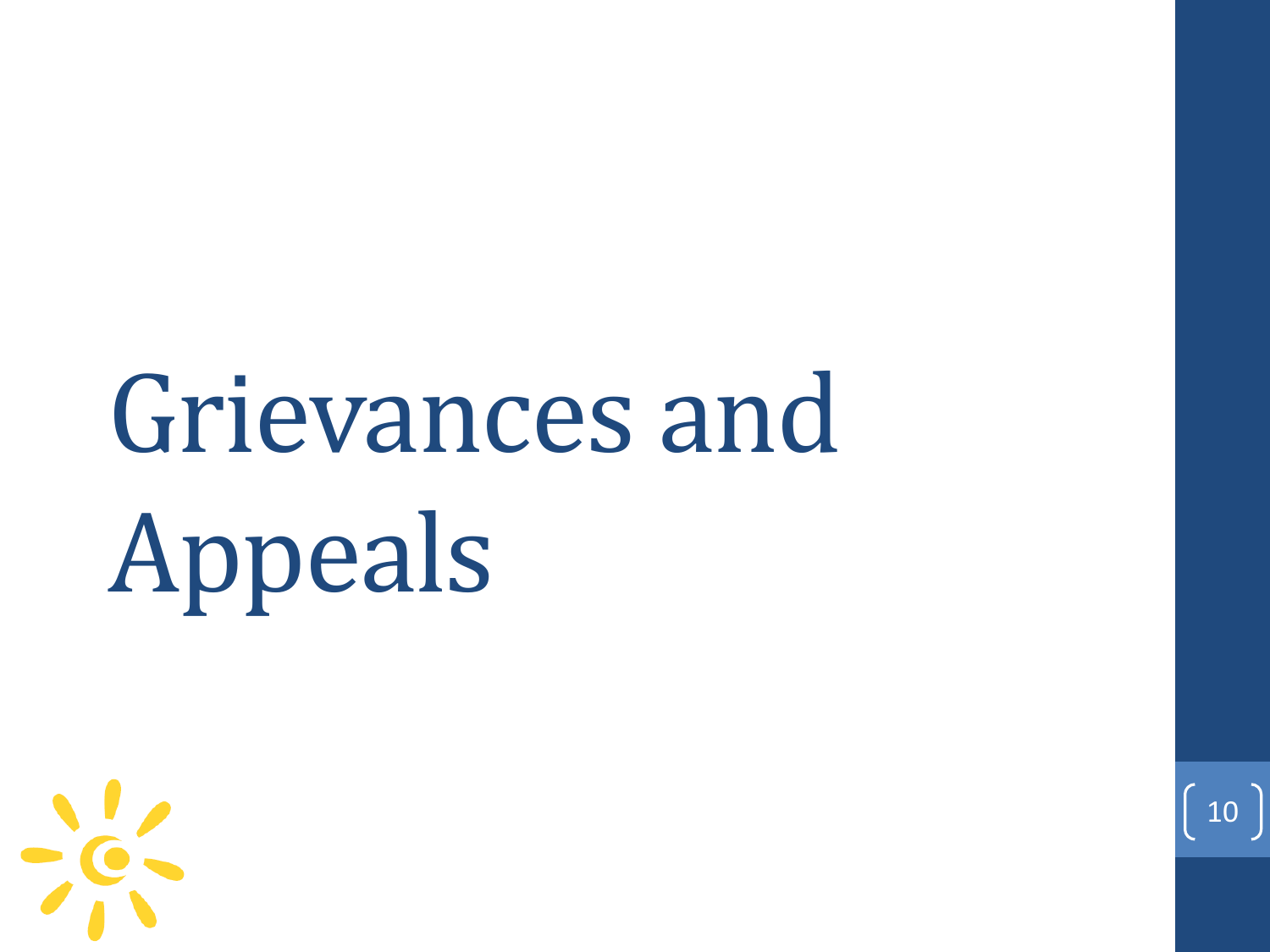# Grievances and Appeals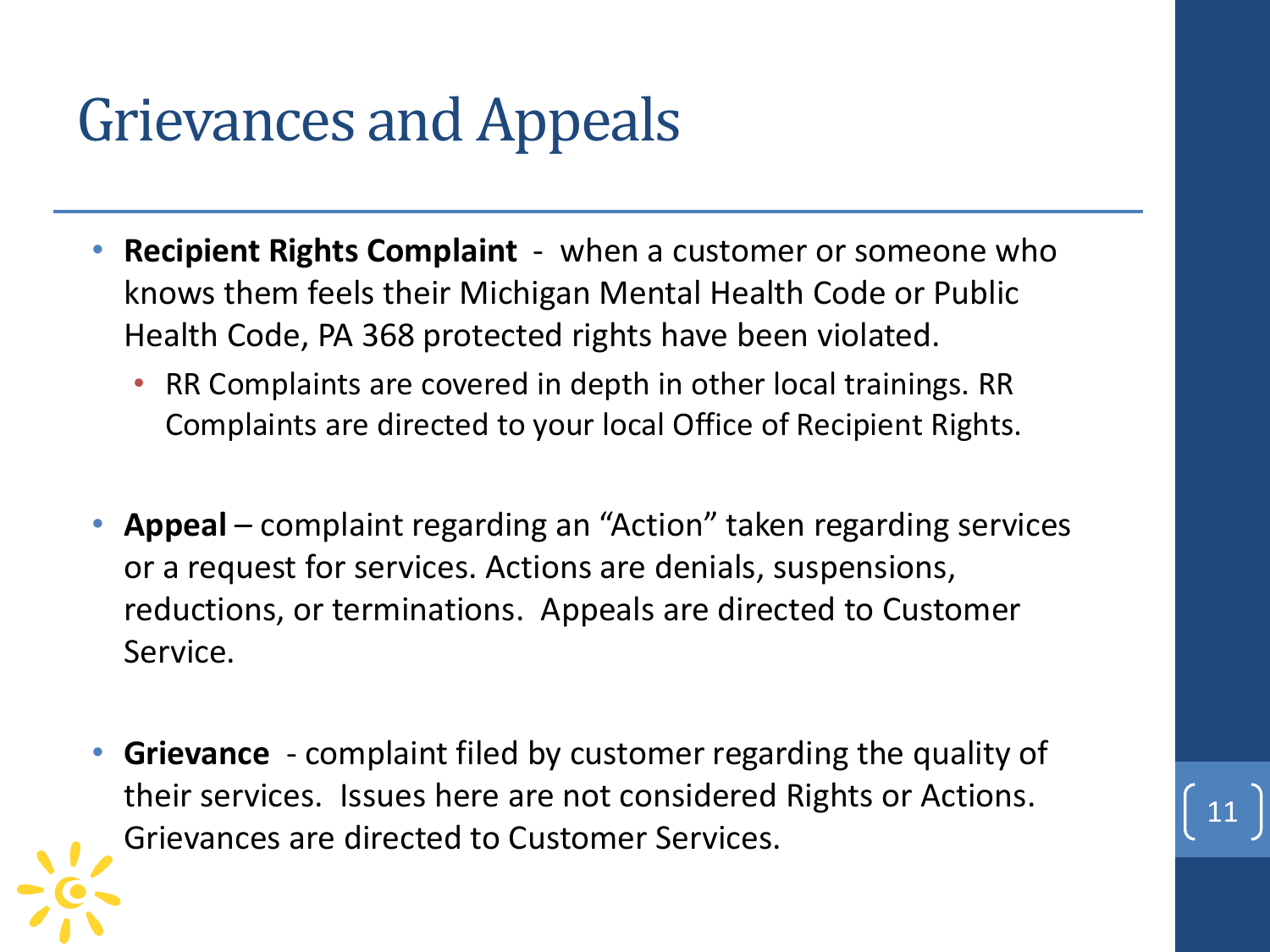# Grievances and Appeals

- **Recipient Rights Complaint** - when a customer or someone who knows them feels their Michigan Mental Health Code or Public Health Code, PA 368 protected rights have been violated.
  - RR Complaints are covered in depth in other local trainings. RR Complaints are directed to your local Office of Recipient Rights.

- **Appeal** – complaint regarding an "Action" taken regarding services or a request for services. Actions are denials, suspensions, reductions, or terminations. Appeals are directed to Customer Service.

- **Grievance** - complaint filed by customer regarding the quality of their services. Issues here are not considered Rights or Actions. Grievances are directed to Customer Services.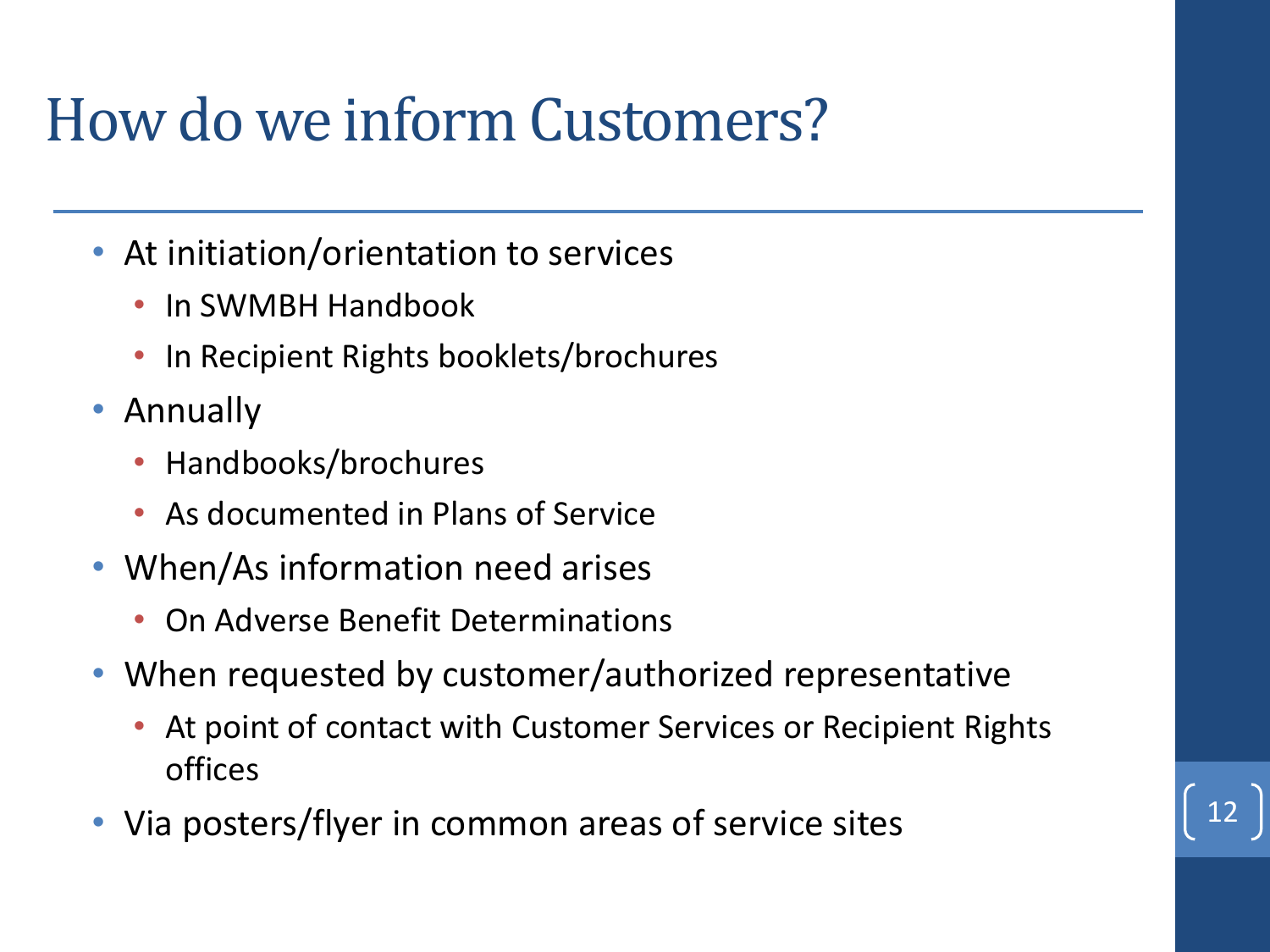# How do we inform Customers?

- At initiation/orientation to services
  - In SWMBH Handbook
  - In Recipient Rights booklets/brochures
- Annually
  - Handbooks/brochures
  - As documented in Plans of Service
- When/As information need arises
  - On Adverse Benefit Determinations
- When requested by customer/authorized representative
  - At point of contact with Customer Services or Recipient Rights offices
- Via posters/flyer in common areas of service sites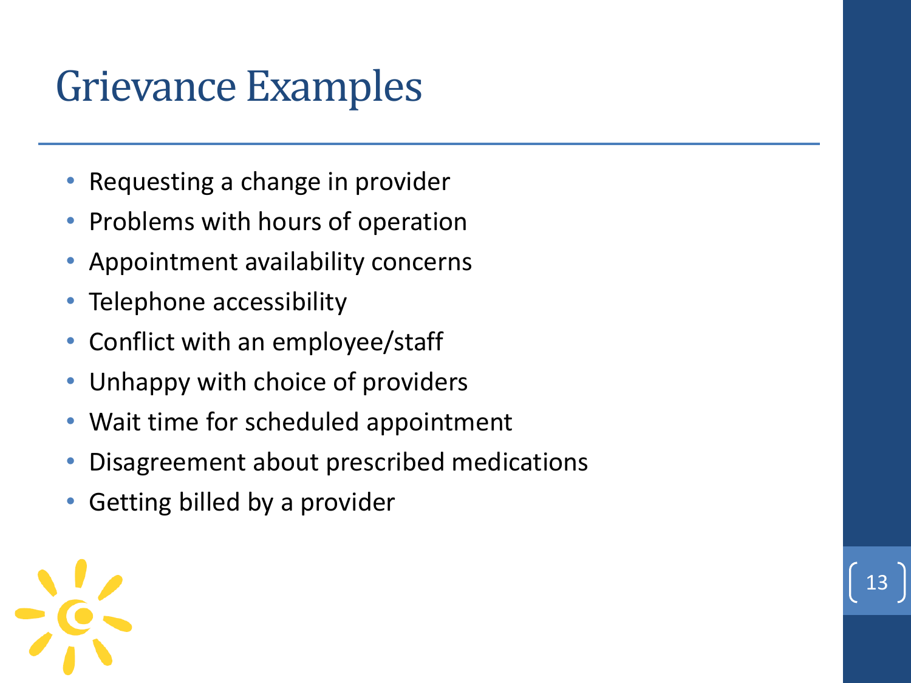# Grievance Examples

- Requesting a change in provider
- Problems with hours of operation
- Appointment availability concerns
- Telephone accessibility
- Conflict with an employee/staff
- Unhappy with choice of providers
- Wait time for scheduled appointment
- Disagreement about prescribed medications
- Getting billed by a provider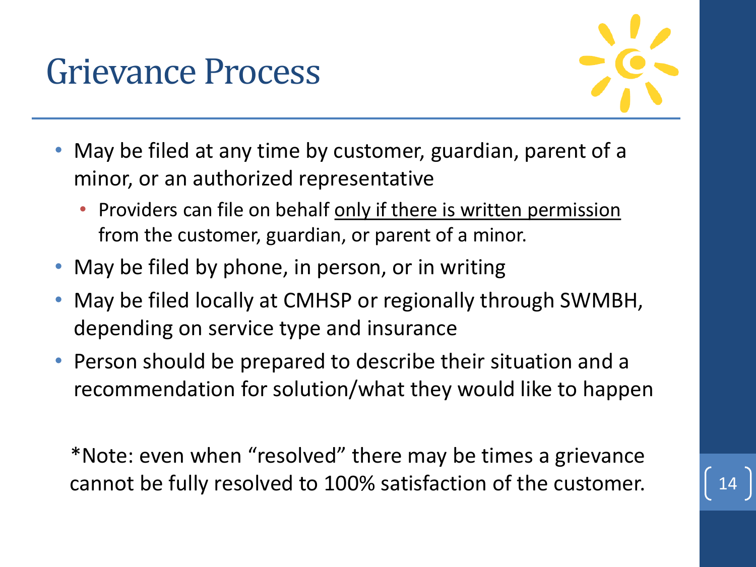# Grievance Process

- May be filed at any time by customer, guardian, parent of a minor, or an authorized representative
  - Providers can file on behalf <u>only if there is written permission</u> from the customer, guardian, or parent of a minor.
- May be filed by phone, in person, or in writing
- May be filed locally at CMHSP or regionally through SWMBH, depending on service type and insurance
- Person should be prepared to describe their situation and a recommendation for solution/what they would like to happen

*Note: even when "resolved" there may be times a grievance cannot be fully resolved to 100% satisfaction of the customer.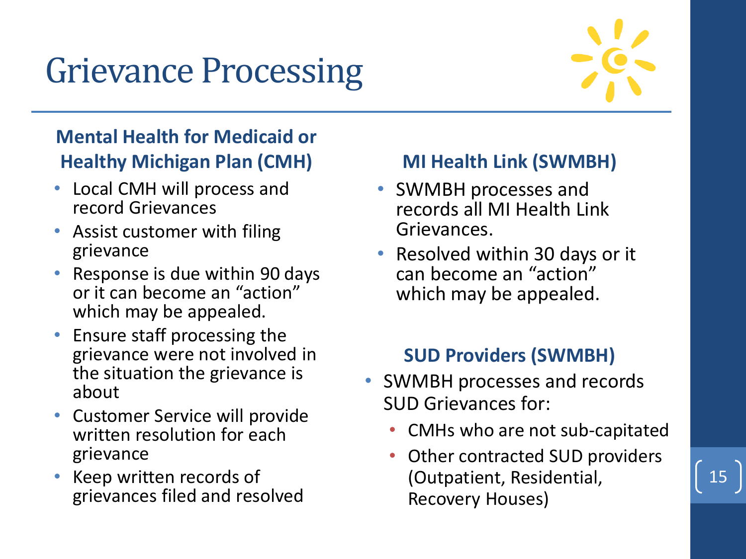# Grievance Processing

### Mental Health for Medicaid or Healthy Michigan Plan (CMH)

- Local CMH will process and record Grievances
- Assist customer with filing grievance
- Response is due within 90 days or it can become an "action" which may be appealed.
- Ensure staff processing the grievance were not involved in the situation the grievance is about
- Customer Service will provide written resolution for each grievance
- Keep written records of grievances filed and resolved

### MI Health Link (SWMBH)

- SWMBH processes and records all MI Health Link Grievances.
- Resolved within 30 days or it can become an "action" which may be appealed.

### SUD Providers (SWMBH)

- SWMBH processes and records SUD Grievances for:
  - CMHs who are not sub-capitated
  - Other contracted SUD providers (Outpatient, Residential, Recovery Houses)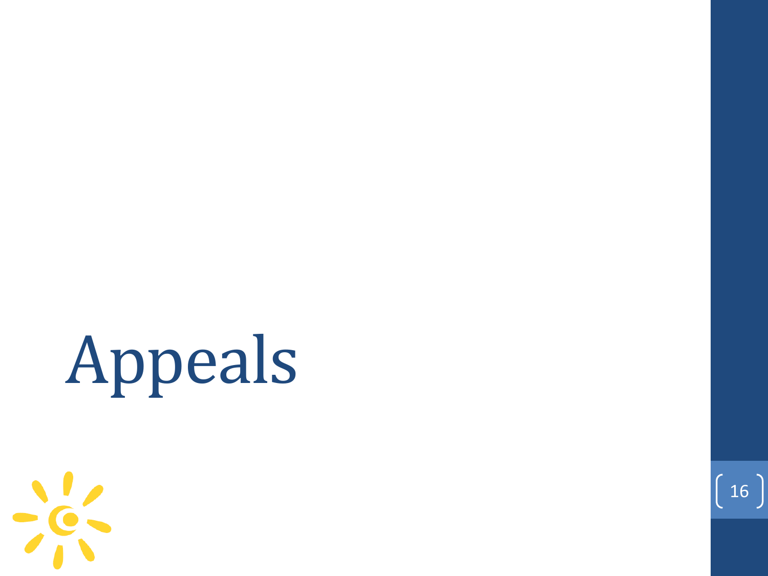# Appeals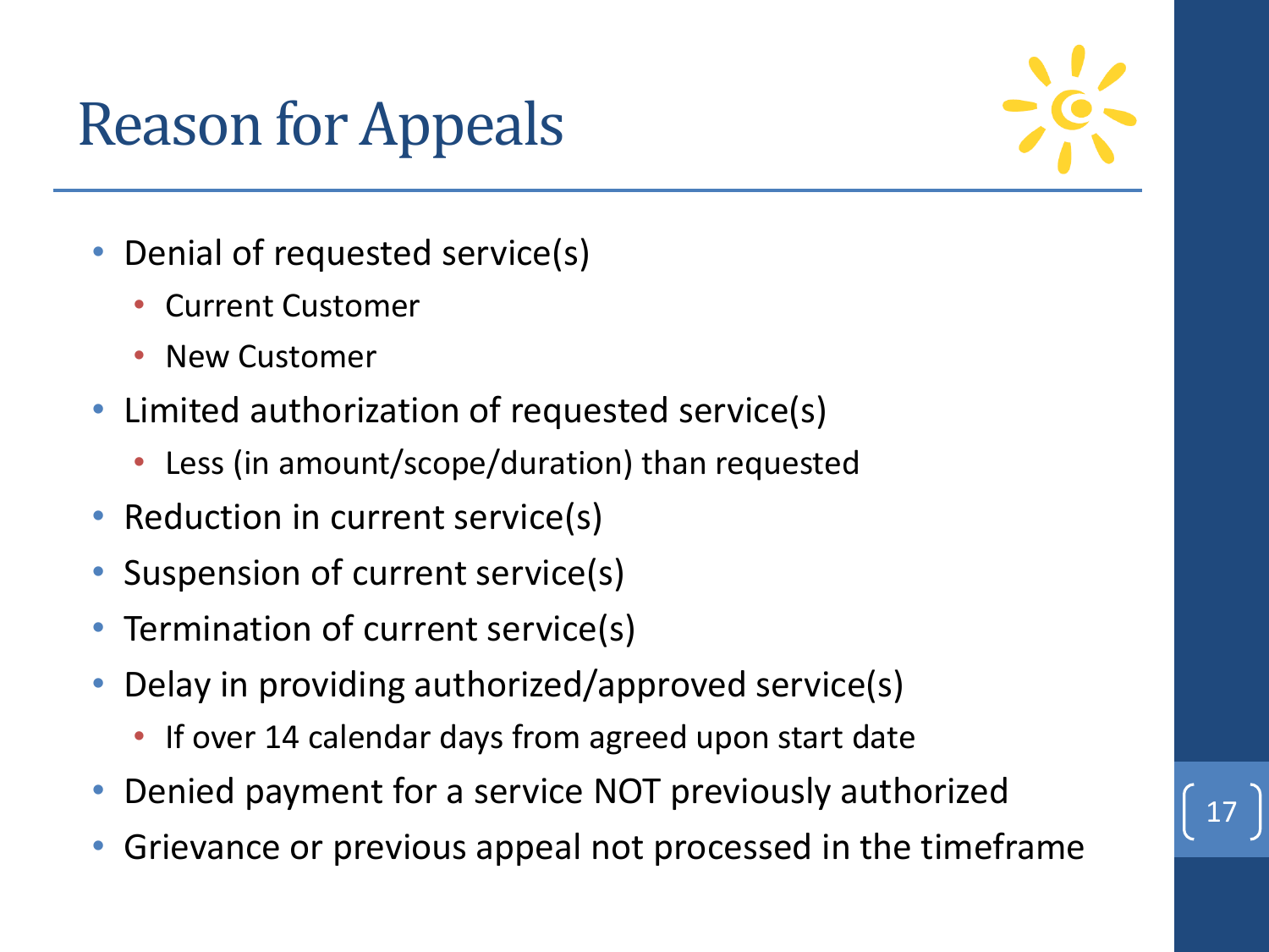# Reason for Appeals

- Denial of requested service(s)
  - Current Customer
  - New Customer
- Limited authorization of requested service(s)
  - Less (in amount/scope/duration) than requested
- Reduction in current service(s)
- Suspension of current service(s)
- Termination of current service(s)
- Delay in providing authorized/approved service(s)
  - If over 14 calendar days from agreed upon start date
- Denied payment for a service NOT previously authorized
- Grievance or previous appeal not processed in the timeframe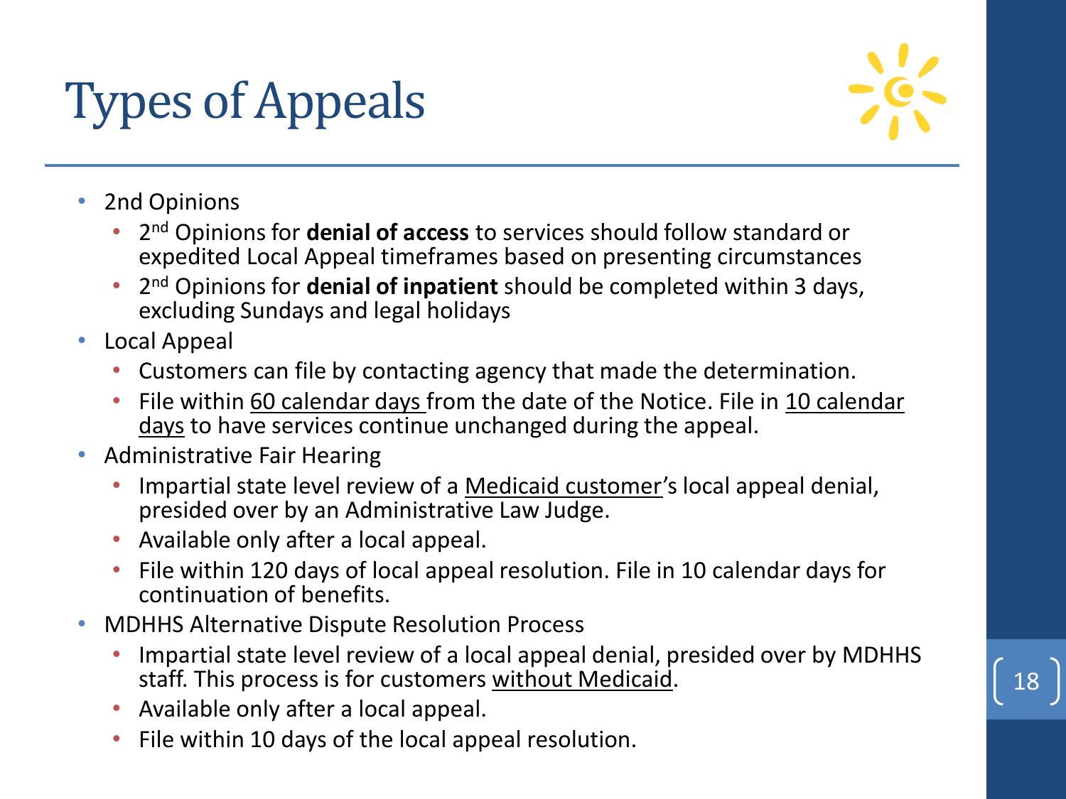# Types of Appeals

- 2nd Opinions
  - 2nd Opinions for **denial of access** to services should follow standard or expedited Local Appeal timeframes based on presenting circumstances
  - 2nd Opinions for **denial of inpatient** should be completed within 3 days, excluding Sundays and legal holidays
- Local Appeal
  - Customers can file by contacting agency that made the determination.
  - File within 60 calendar days from the date of the Notice. File in 10 calendar days to have services continue unchanged during the appeal.
- Administrative Fair Hearing
  - Impartial state level review of a Medicaid customer's local appeal denial, presided over by an Administrative Law Judge.
  - Available only after a local appeal.
  - File within 120 days of local appeal resolution. File in 10 calendar days for continuation of benefits.
- MDHHS Alternative Dispute Resolution Process
  - Impartial state level review of a local appeal denial, presided over by MDHHS staff. This process is for customers without Medicaid.
  - Available only after a local appeal.
  - File within 10 days of the local appeal resolution.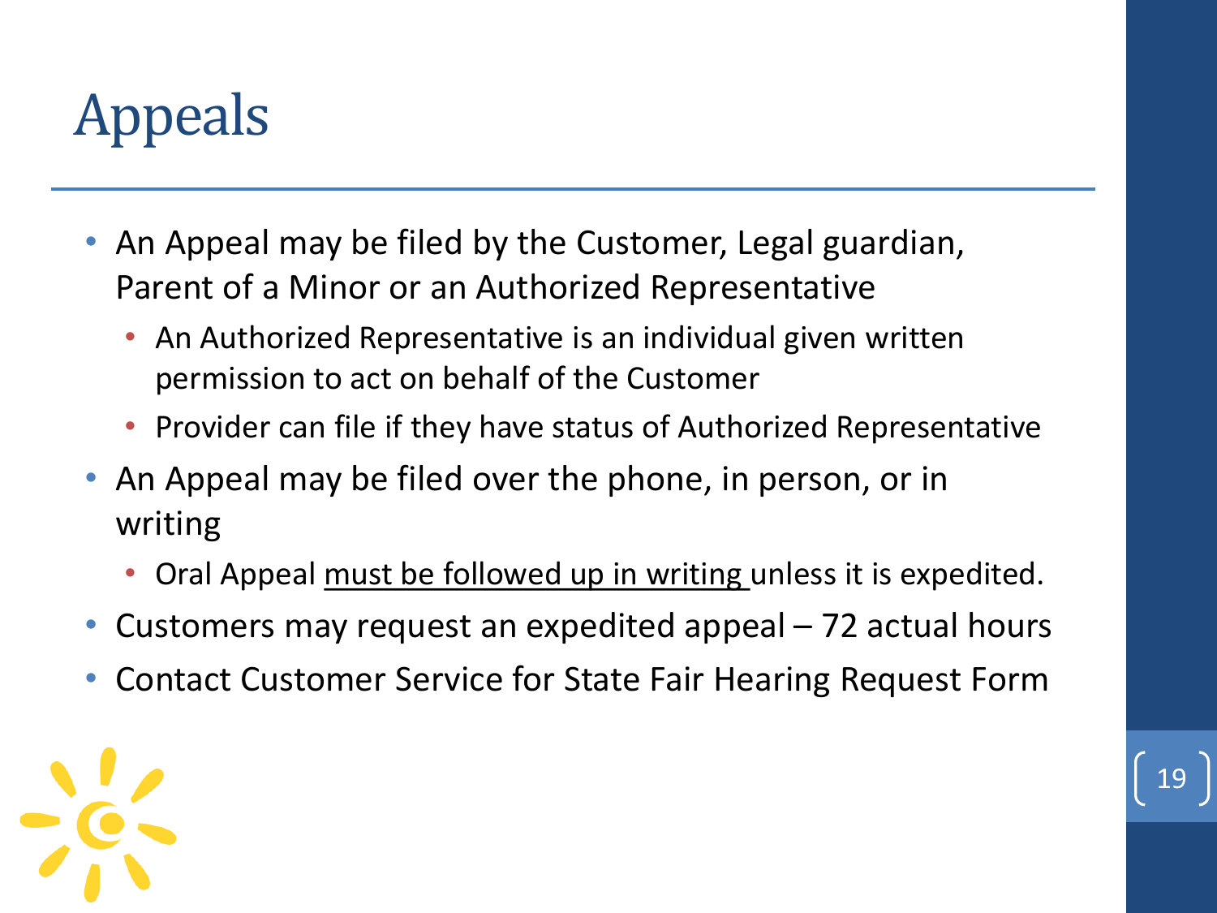# Appeals

- An Appeal may be filed by the Customer, Legal guardian, Parent of a Minor or an Authorized Representative
  - An Authorized Representative is an individual given written permission to act on behalf of the Customer
  - Provider can file if they have status of Authorized Representative
- An Appeal may be filed over the phone, in person, or in writing
  - Oral Appeal <u>must be followed up in writing</u> unless it is expedited.
- Customers may request an expedited appeal – 72 actual hours
- Contact Customer Service for State Fair Hearing Request Form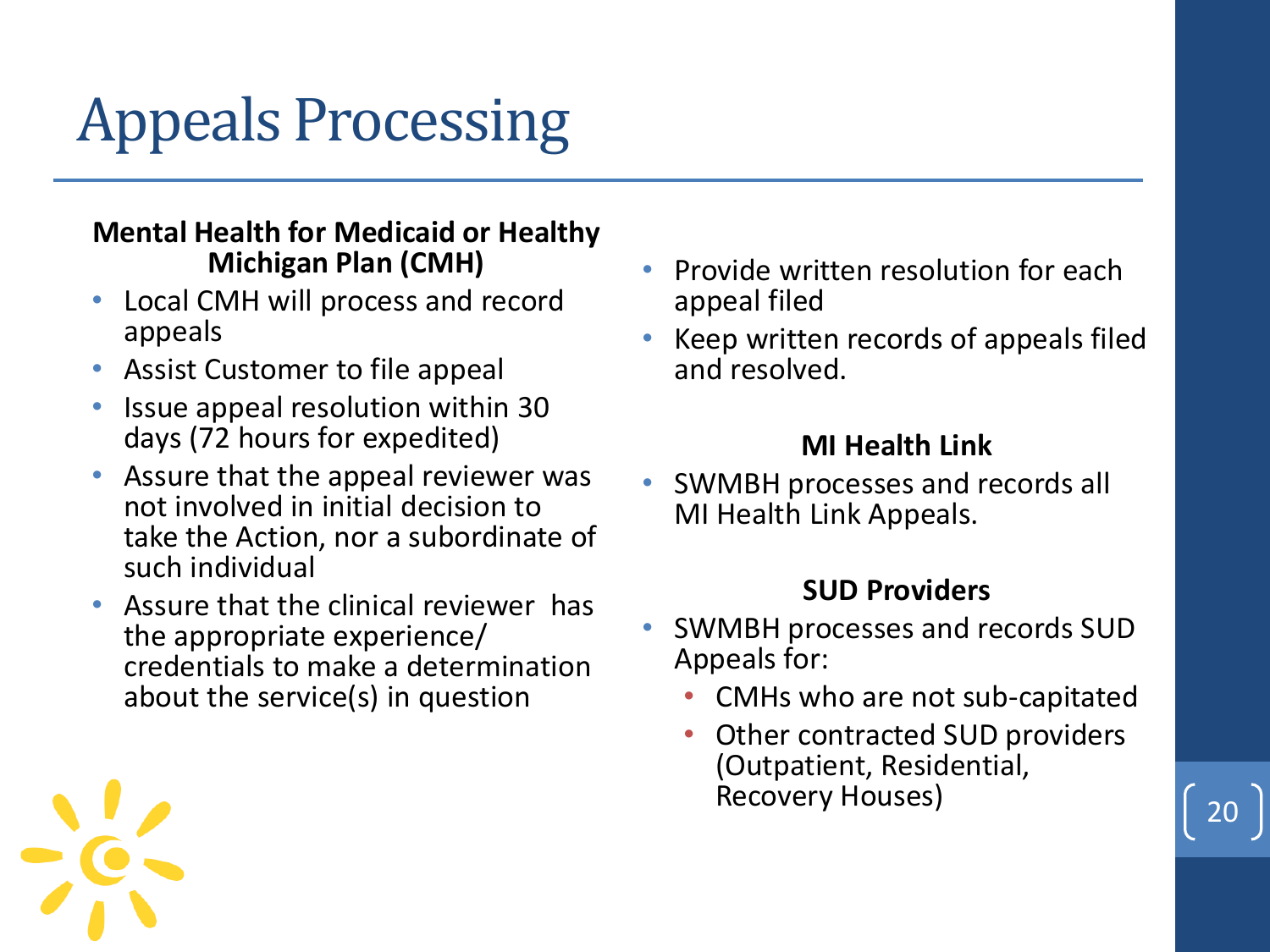# Appeals Processing

**Mental Health for Medicaid or Healthy Michigan Plan (CMH)**

- Local CMH will process and record appeals
- Assist Customer to file appeal
- Issue appeal resolution within 30 days (72 hours for expedited)
- Assure that the appeal reviewer was not involved in initial decision to take the Action, nor a subordinate of such individual
- Assure that the clinical reviewer has the appropriate experience/ credentials to make a determination about the service(s) in question
- Provide written resolution for each appeal filed
- Keep written records of appeals filed and resolved.

**MI Health Link**

- SWMBH processes and records all MI Health Link Appeals.

**SUD Providers**

- SWMBH processes and records SUD Appeals for:
  - CMHs who are not sub-capitated
  - Other contracted SUD providers (Outpatient, Residential, Recovery Houses)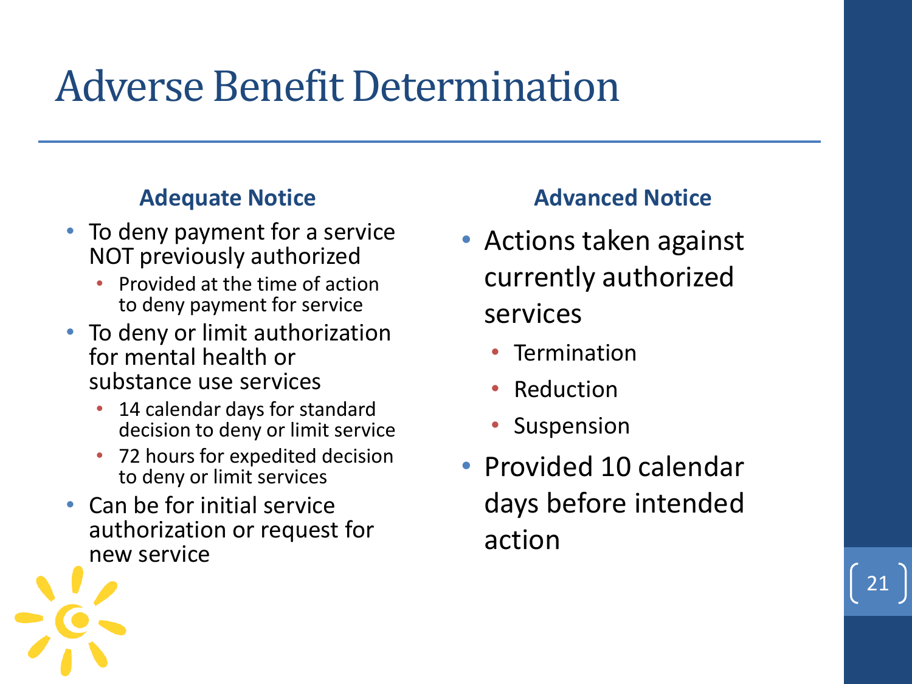# Adverse Benefit Determination

### Adequate Notice

- To deny payment for a service NOT previously authorized
  - Provided at the time of action to deny payment for service
- To deny or limit authorization for mental health or substance use services
  - 14 calendar days for standard decision to deny or limit service
  - 72 hours for expedited decision to deny or limit services
- Can be for initial service authorization or request for new service

### Advanced Notice

- Actions taken against currently authorized services
  - Termination
  - Reduction
  - Suspension
- Provided 10 calendar days before intended action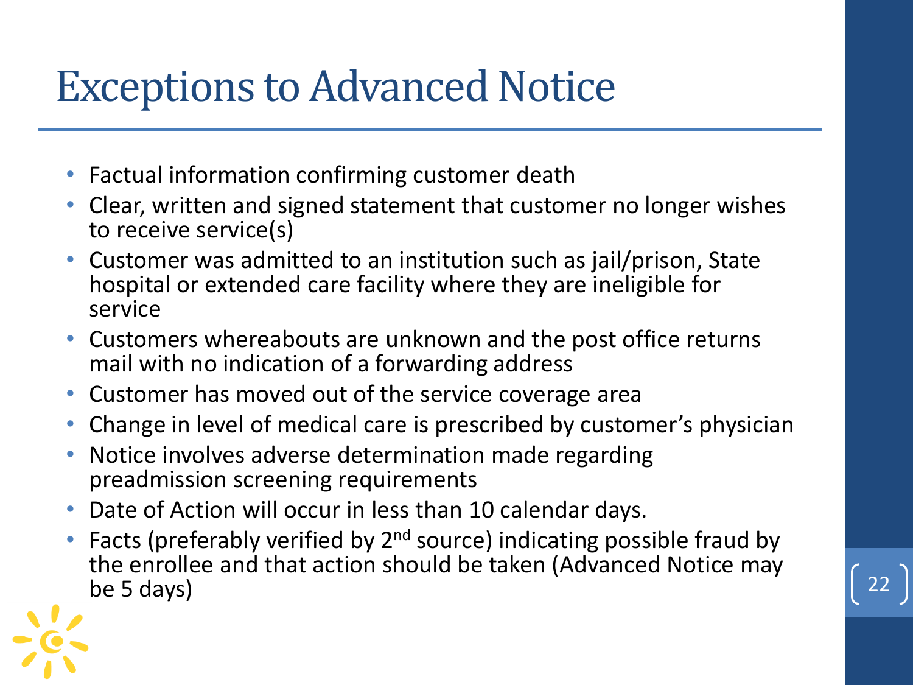# Exceptions to Advanced Notice

- Factual information confirming customer death
- Clear, written and signed statement that customer no longer wishes to receive service(s)
- Customer was admitted to an institution such as jail/prison, State hospital or extended care facility where they are ineligible for service
- Customers whereabouts are unknown and the post office returns mail with no indication of a forwarding address
- Customer has moved out of the service coverage area
- Change in level of medical care is prescribed by customer's physician
- Notice involves adverse determination made regarding preadmission screening requirements
- Date of Action will occur in less than 10 calendar days.
- Facts (preferably verified by 2nd source) indicating possible fraud by the enrollee and that action should be taken (Advanced Notice may be 5 days)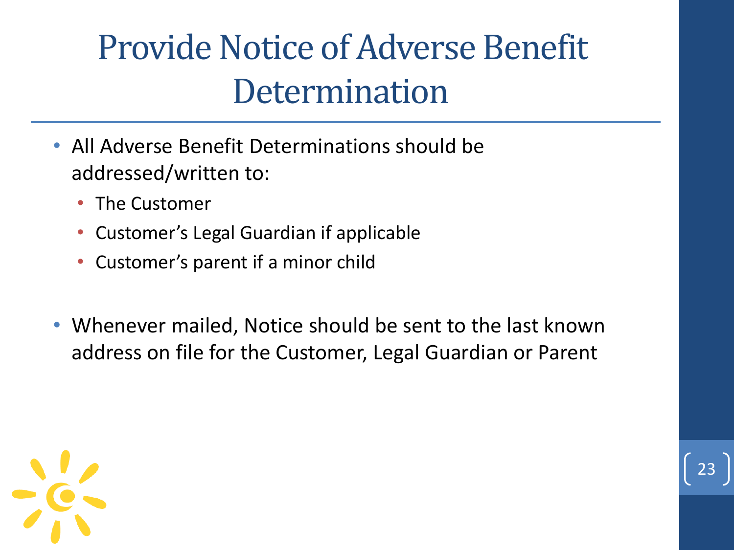# Provide Notice of Adverse Benefit Determination

- All Adverse Benefit Determinations should be addressed/written to:
  - The Customer
  - Customer's Legal Guardian if applicable
  - Customer's parent if a minor child

- Whenever mailed, Notice should be sent to the last known address on file for the Customer, Legal Guardian or Parent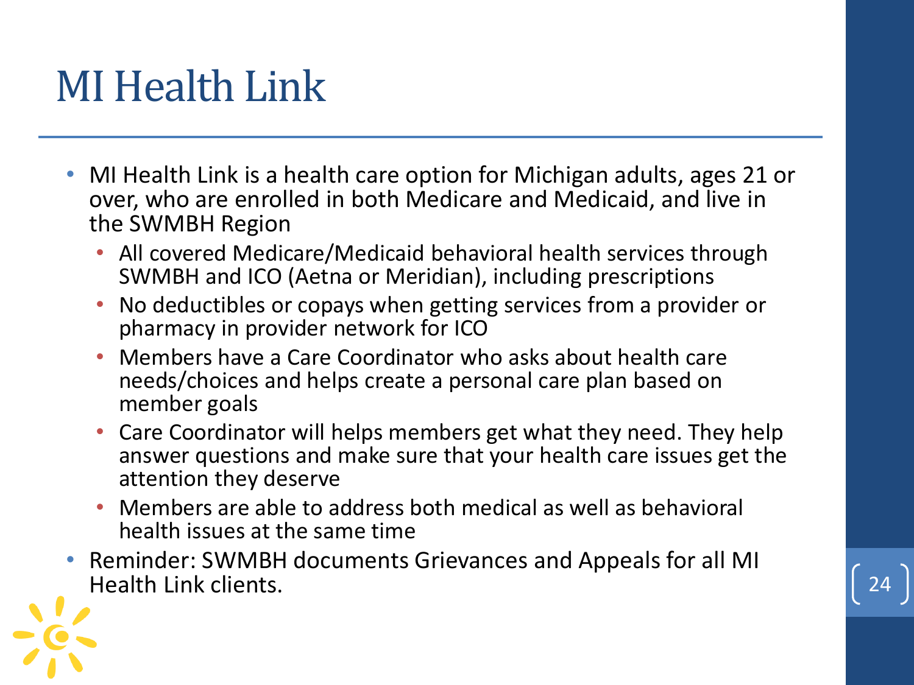# MI Health Link

- MI Health Link is a health care option for Michigan adults, ages 21 or over, who are enrolled in both Medicare and Medicaid, and live in the SWMBH Region
  - All covered Medicare/Medicaid behavioral health services through SWMBH and ICO (Aetna or Meridian), including prescriptions
  - No deductibles or copays when getting services from a provider or pharmacy in provider network for ICO
  - Members have a Care Coordinator who asks about health care needs/choices and helps create a personal care plan based on member goals
  - Care Coordinator will helps members get what they need. They help answer questions and make sure that your health care issues get the attention they deserve
  - Members are able to address both medical as well as behavioral health issues at the same time
- Reminder: SWMBH documents Grievances and Appeals for all MI Health Link clients.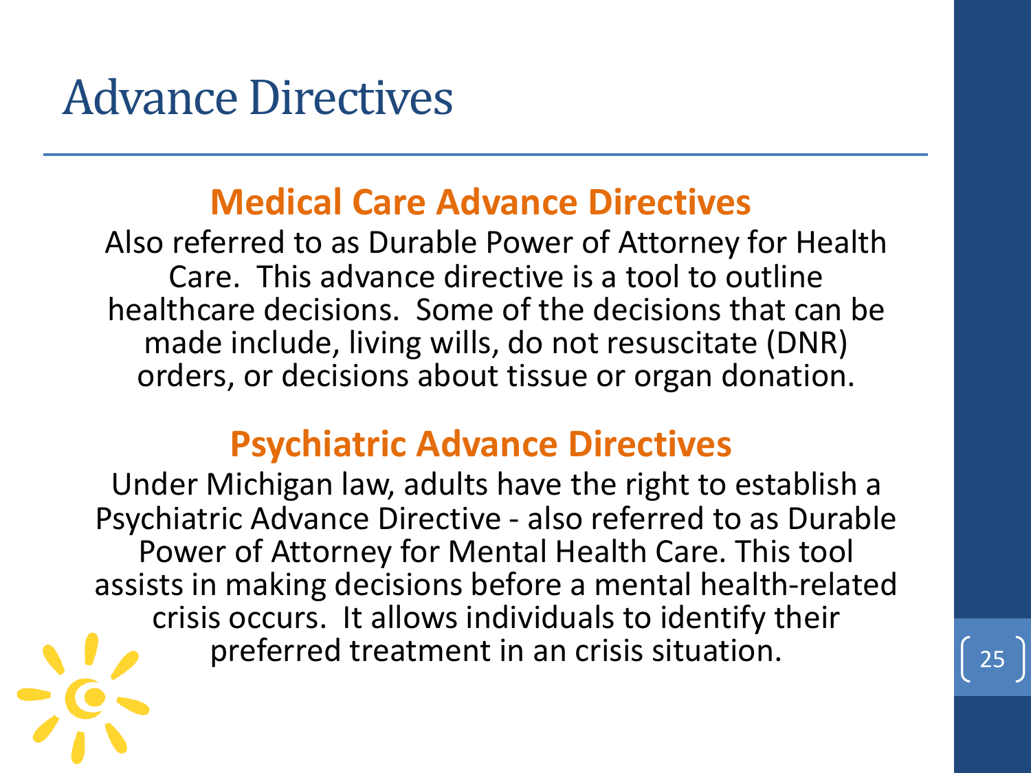# Advance Directives

## Medical Care Advance Directives

Also referred to as Durable Power of Attorney for Health Care. This advance directive is a tool to outline healthcare decisions. Some of the decisions that can be made include, living wills, do not resuscitate (DNR) orders, or decisions about tissue or organ donation.

## Psychiatric Advance Directives

Under Michigan law, adults have the right to establish a Psychiatric Advance Directive - also referred to as Durable Power of Attorney for Mental Health Care. This tool assists in making decisions before a mental health-related crisis occurs. It allows individuals to identify their preferred treatment in an crisis situation.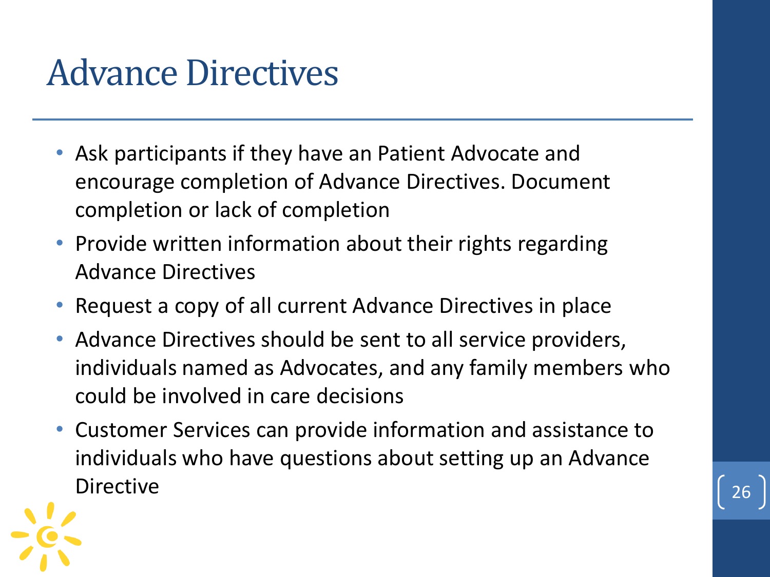# Advance Directives

- Ask participants if they have an Patient Advocate and encourage completion of Advance Directives. Document completion or lack of completion
- Provide written information about their rights regarding Advance Directives
- Request a copy of all current Advance Directives in place
- Advance Directives should be sent to all service providers, individuals named as Advocates, and any family members who could be involved in care decisions
- Customer Services can provide information and assistance to individuals who have questions about setting up an Advance Directive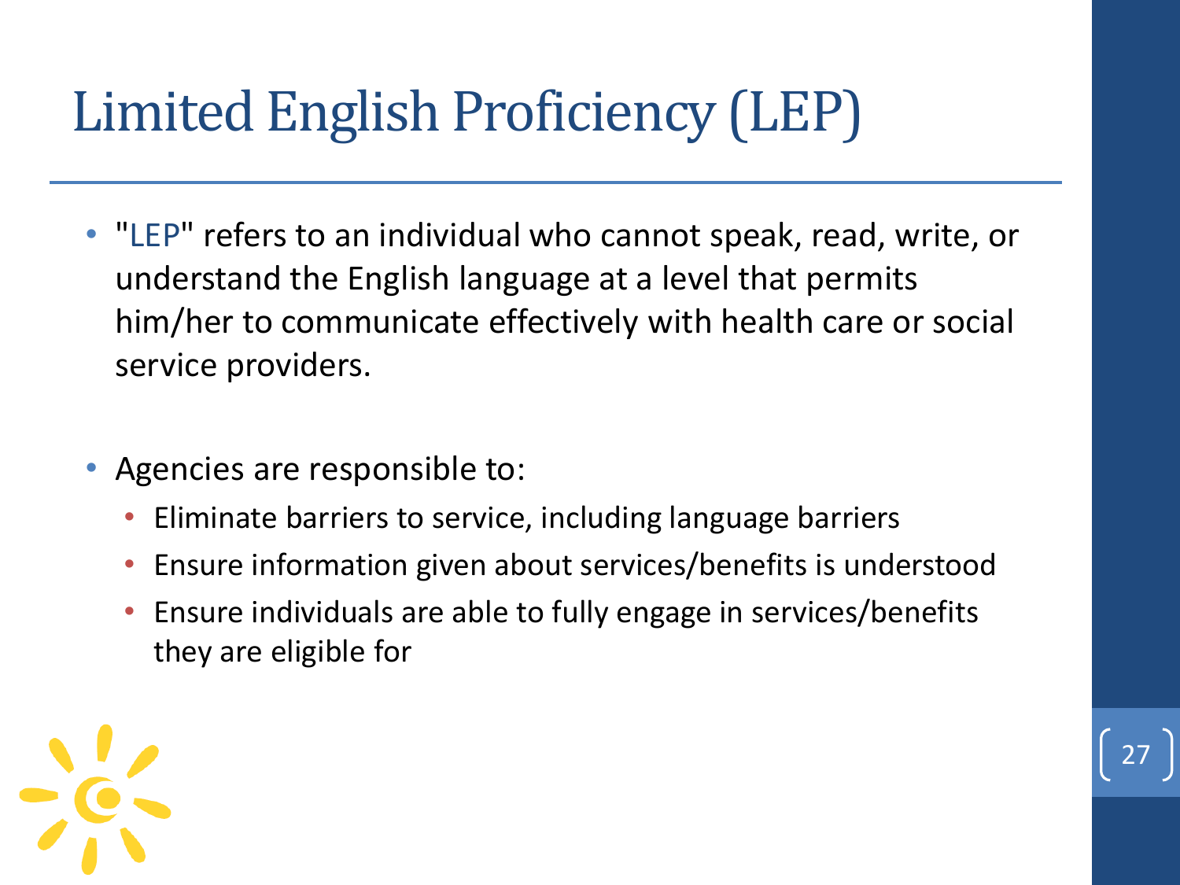# Limited English Proficiency (LEP)

- "LEP" refers to an individual who cannot speak, read, write, or understand the English language at a level that permits him/her to communicate effectively with health care or social service providers.

- Agencies are responsible to:
  - Eliminate barriers to service, including language barriers
  - Ensure information given about services/benefits is understood
  - Ensure individuals are able to fully engage in services/benefits they are eligible for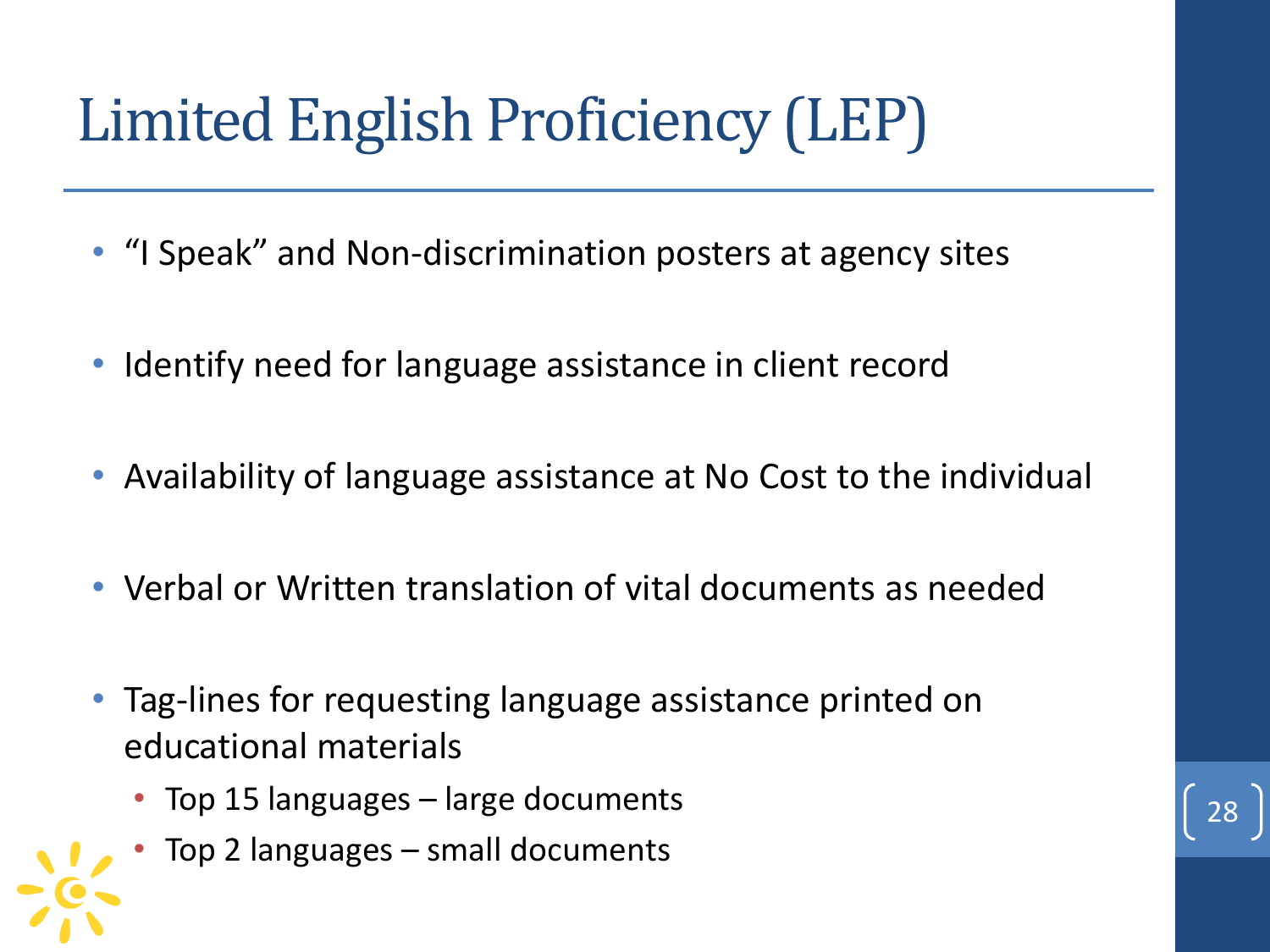# Limited English Proficiency (LEP)

- "I Speak" and Non-discrimination posters at agency sites
- Identify need for language assistance in client record
- Availability of language assistance at No Cost to the individual
- Verbal or Written translation of vital documents as needed
- Tag-lines for requesting language assistance printed on educational materials
  - Top 15 languages – large documents
  - Top 2 languages – small documents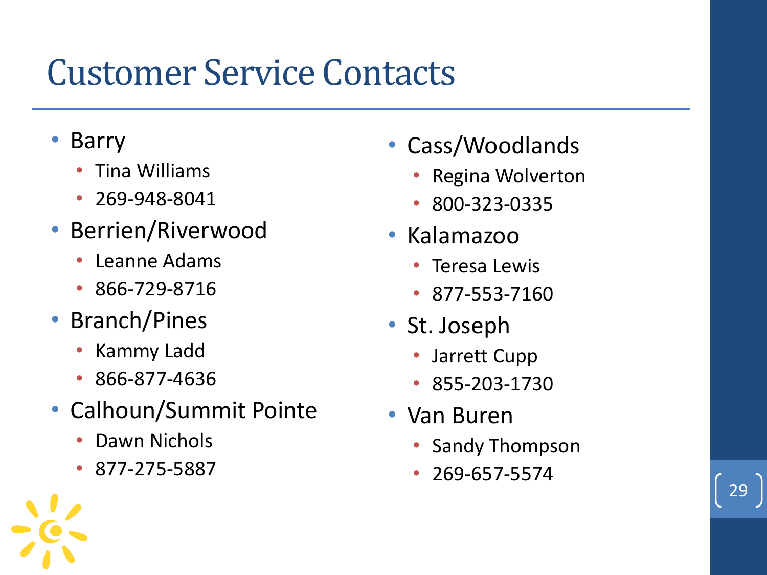# Customer Service Contacts

- Barry
  - Tina Williams
  - 269-948-8041
- Berrien/Riverwood
  - Leanne Adams
  - 866-729-8716
- Branch/Pines
  - Kammy Ladd
  - 866-877-4636
- Calhoun/Summit Pointe
  - Dawn Nichols
  - 877-275-5887
- Cass/Woodlands
  - Regina Wolverton
  - 800-323-0335
- Kalamazoo
  - Teresa Lewis
  - 877-553-7160
- St. Joseph
  - Jarrett Cupp
  - 855-203-1730
- Van Buren
  - Sandy Thompson
  - 269-657-5574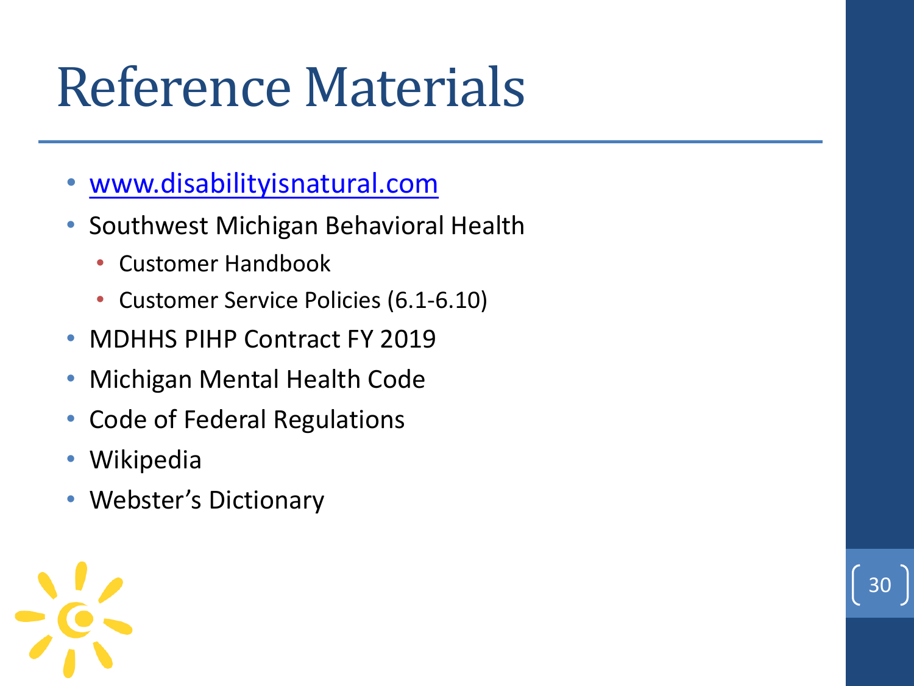# Reference Materials

- www.disabilityisnatural.com
- Southwest Michigan Behavioral Health
  - Customer Handbook
  - Customer Service Policies (6.1-6.10)
- MDHHS PIHP Contract FY 2019
- Michigan Mental Health Code
- Code of Federal Regulations
- Wikipedia
- Webster's Dictionary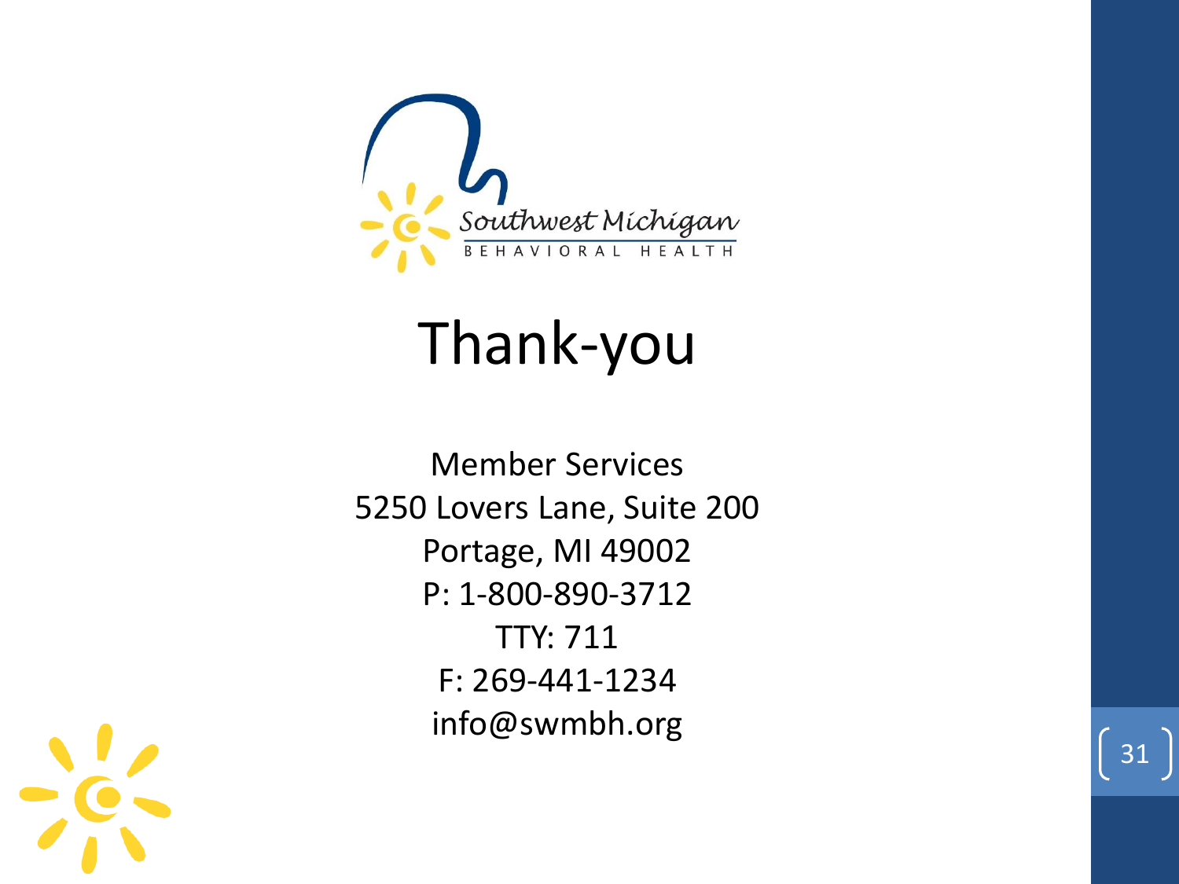# Thank-you

Member Services
5250 Lovers Lane, Suite 200
Portage, MI 49002
P: 1-800-890-3712
TTY: 711
F: 269-441-1234
info@swmbh.org